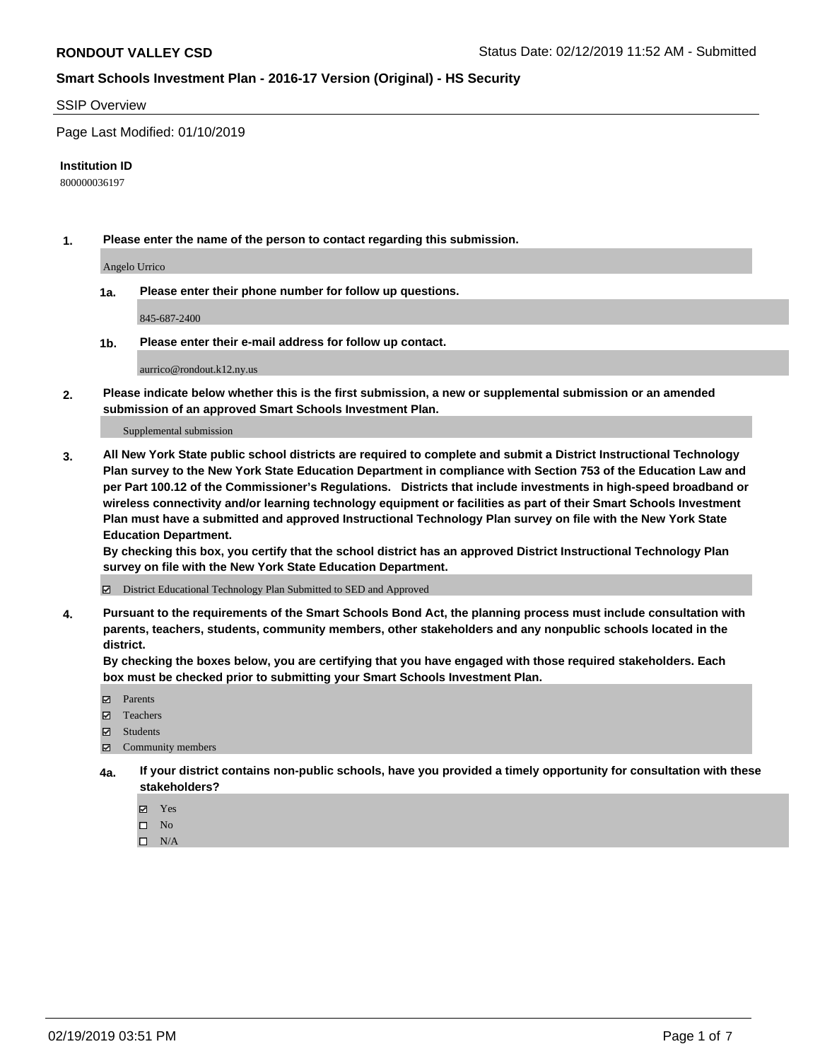**RONDOUT VALLEY CSD** Status Date: 02/12/2019 11:52 AM - Submitted

**Smart Schools Investment Plan - 2016-17 Version (Original) - HS Security**

SSIP Overview

Page Last Modified: 01/10/2019

**Institution ID**

800000036197

**1. Please enter the name of the person to contact regarding this submission.**

Angelo Urrico

**1a. Please enter their phone number for follow up questions.**

845-687-2400

**1b. Please enter their e-mail address for follow up contact.**

aurrico@rondout.k12.ny.us

**2. Please indicate below whether this is the first submission, a new or supplemental submission or an amended submission of an approved Smart Schools Investment Plan.**

Supplemental submission

**3. All New York State public school districts are required to complete and submit a District Instructional Technology Plan survey to the New York State Education Department in compliance with Section 753 of the Education Law and per Part 100.12 of the Commissioner's Regulations. Districts that include investments in high-speed broadband or wireless connectivity and/or learning technology equipment or facilities as part of their Smart Schools Investment Plan must have a submitted and approved Instructional Technology Plan survey on file with the New York State Education Department.**
**By checking this box, you certify that the school district has an approved District Instructional Technology Plan survey on file with the New York State Education Department.**

☑ District Educational Technology Plan Submitted to SED and Approved

**4. Pursuant to the requirements of the Smart Schools Bond Act, the planning process must include consultation with parents, teachers, students, community members, other stakeholders and any nonpublic schools located in the district.**
**By checking the boxes below, you are certifying that you have engaged with those required stakeholders. Each box must be checked prior to submitting your Smart Schools Investment Plan.**

☑ Parents
☑ Teachers
☑ Students
☑ Community members

**4a. If your district contains non-public schools, have you provided a timely opportunity for consultation with these stakeholders?**

☑ Yes
☐ No
☐ N/A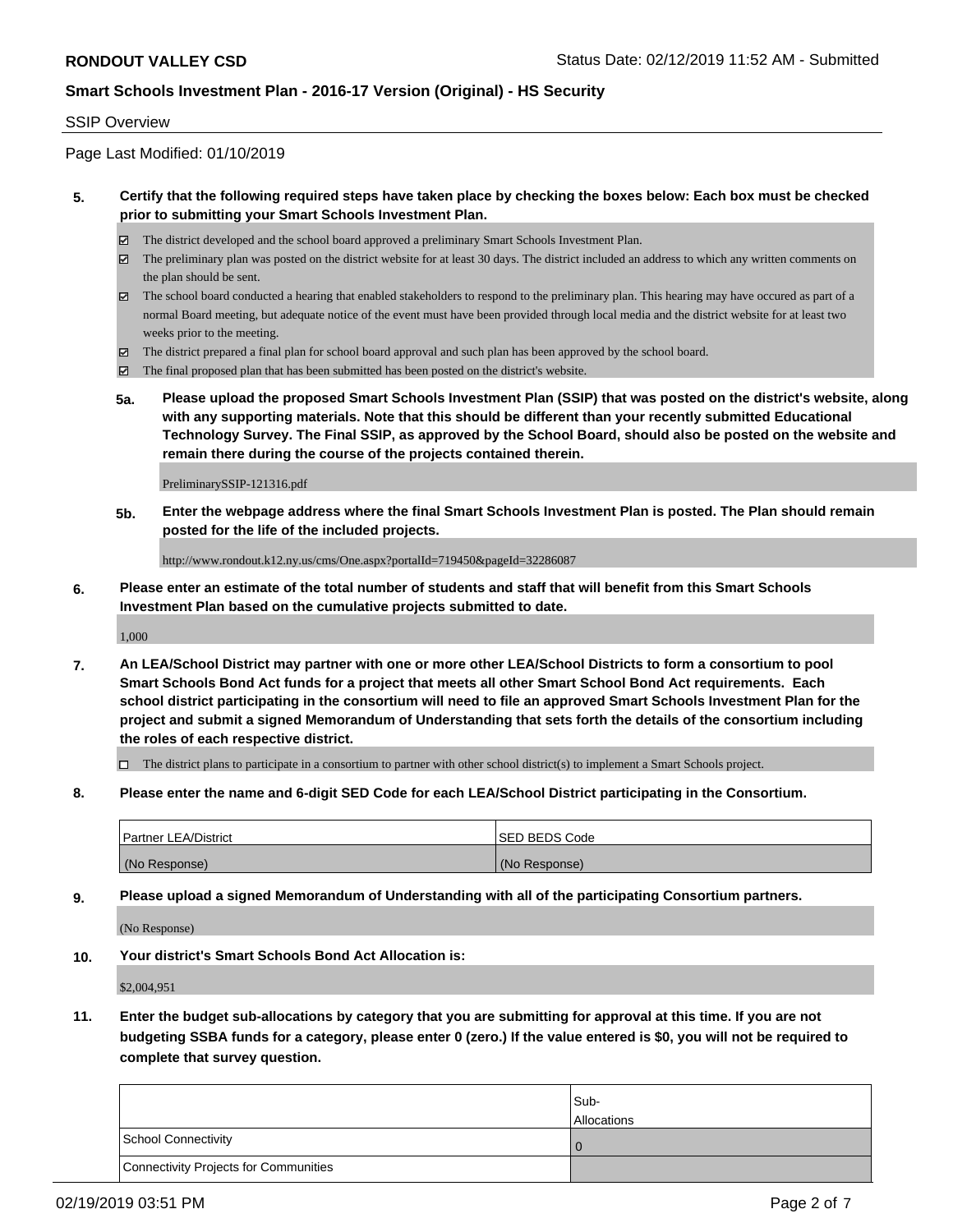SSIP Overview

Page Last Modified: 01/10/2019

**5. Certify that the following required steps have taken place by checking the boxes below: Each box must be checked prior to submitting your Smart Schools Investment Plan.**

- ☑ The district developed and the school board approved a preliminary Smart Schools Investment Plan.
- ☑ The preliminary plan was posted on the district website for at least 30 days. The district included an address to which any written comments on the plan should be sent.
- ☑ The school board conducted a hearing that enabled stakeholders to respond to the preliminary plan. This hearing may have occured as part of a normal Board meeting, but adequate notice of the event must have been provided through local media and the district website for at least two weeks prior to the meeting.
- ☑ The district prepared a final plan for school board approval and such plan has been approved by the school board.
- ☑ The final proposed plan that has been submitted has been posted on the district's website.

**5a. Please upload the proposed Smart Schools Investment Plan (SSIP) that was posted on the district's website, along with any supporting materials. Note that this should be different than your recently submitted Educational Technology Survey. The Final SSIP, as approved by the School Board, should also be posted on the website and remain there during the course of the projects contained therein.**

PreliminarySSIP-121316.pdf

**5b. Enter the webpage address where the final Smart Schools Investment Plan is posted. The Plan should remain posted for the life of the included projects.**

http://www.rondout.k12.ny.us/cms/One.aspx?portalId=719450&pageId=32286087

**6. Please enter an estimate of the total number of students and staff that will benefit from this Smart Schools Investment Plan based on the cumulative projects submitted to date.**

1,000

**7. An LEA/School District may partner with one or more other LEA/School Districts to form a consortium to pool Smart Schools Bond Act funds for a project that meets all other Smart School Bond Act requirements. Each school district participating in the consortium will need to file an approved Smart Schools Investment Plan for the project and submit a signed Memorandum of Understanding that sets forth the details of the consortium including the roles of each respective district.**

- ☐ The district plans to participate in a consortium to partner with other school district(s) to implement a Smart Schools project.

**8. Please enter the name and 6-digit SED Code for each LEA/School District participating in the Consortium.**

| Partner LEA/District | SED BEDS Code |
|---|---|
| (No Response) | (No Response) |

**9. Please upload a signed Memorandum of Understanding with all of the participating Consortium partners.**

(No Response)

**10. Your district's Smart Schools Bond Act Allocation is:**

$2,004,951

**11. Enter the budget sub-allocations by category that you are submitting for approval at this time. If you are not budgeting SSBA funds for a category, please enter 0 (zero.) If the value entered is $0, you will not be required to complete that survey question.**

| | Sub-Allocations |
|---|---|
| School Connectivity | 0 |
| Connectivity Projects for Communities | |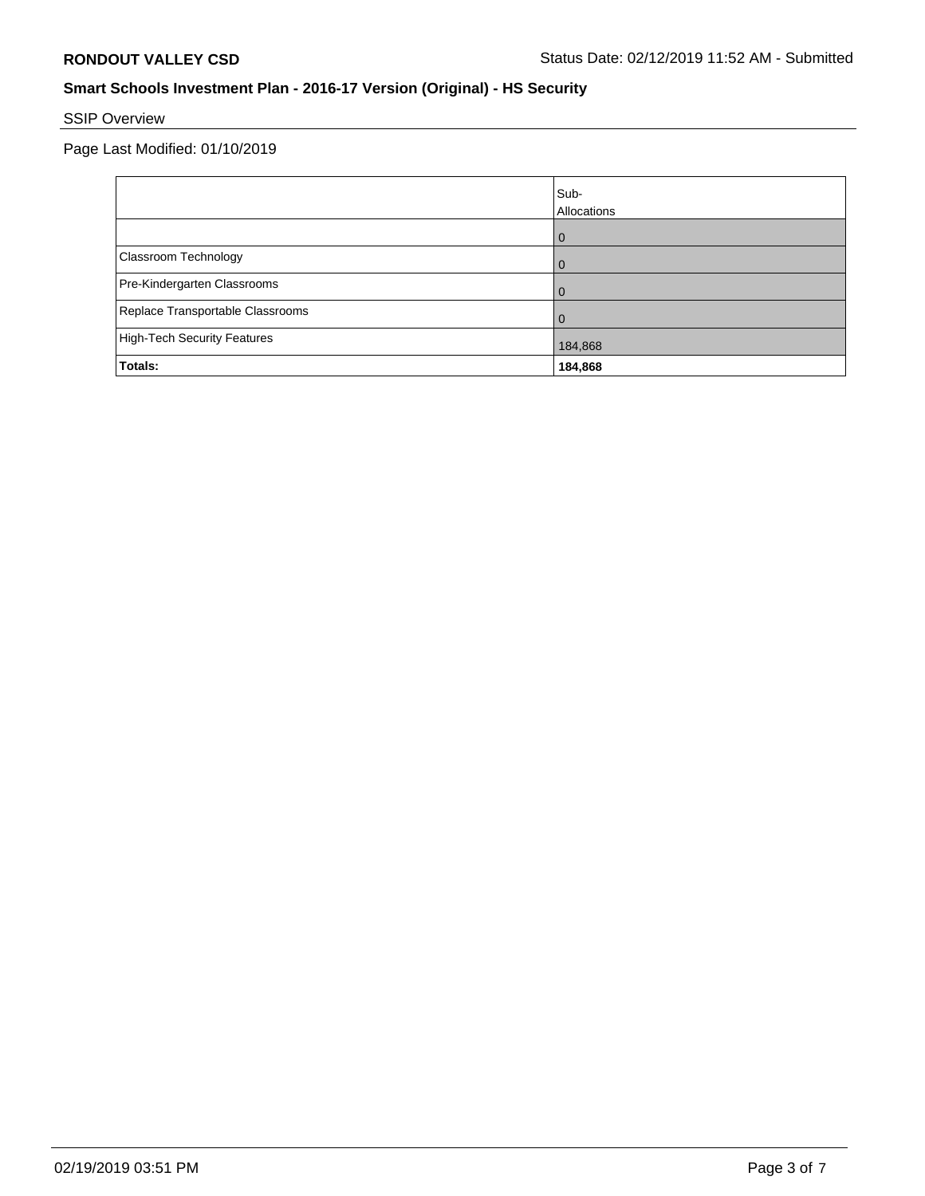**RONDOUT VALLEY CSD** Status Date: 02/12/2019 11:52 AM - Submitted

## Smart Schools Investment Plan - 2016-17 Version (Original) - HS Security

SSIP Overview

Page Last Modified: 01/10/2019

| | Sub-Allocations |
|---|---|
| | 0 |
| Classroom Technology | 0 |
| Pre-Kindergarten Classrooms | 0 |
| Replace Transportable Classrooms | 0 |
| High-Tech Security Features | 184,868 |
| **Totals:** | **184,868** |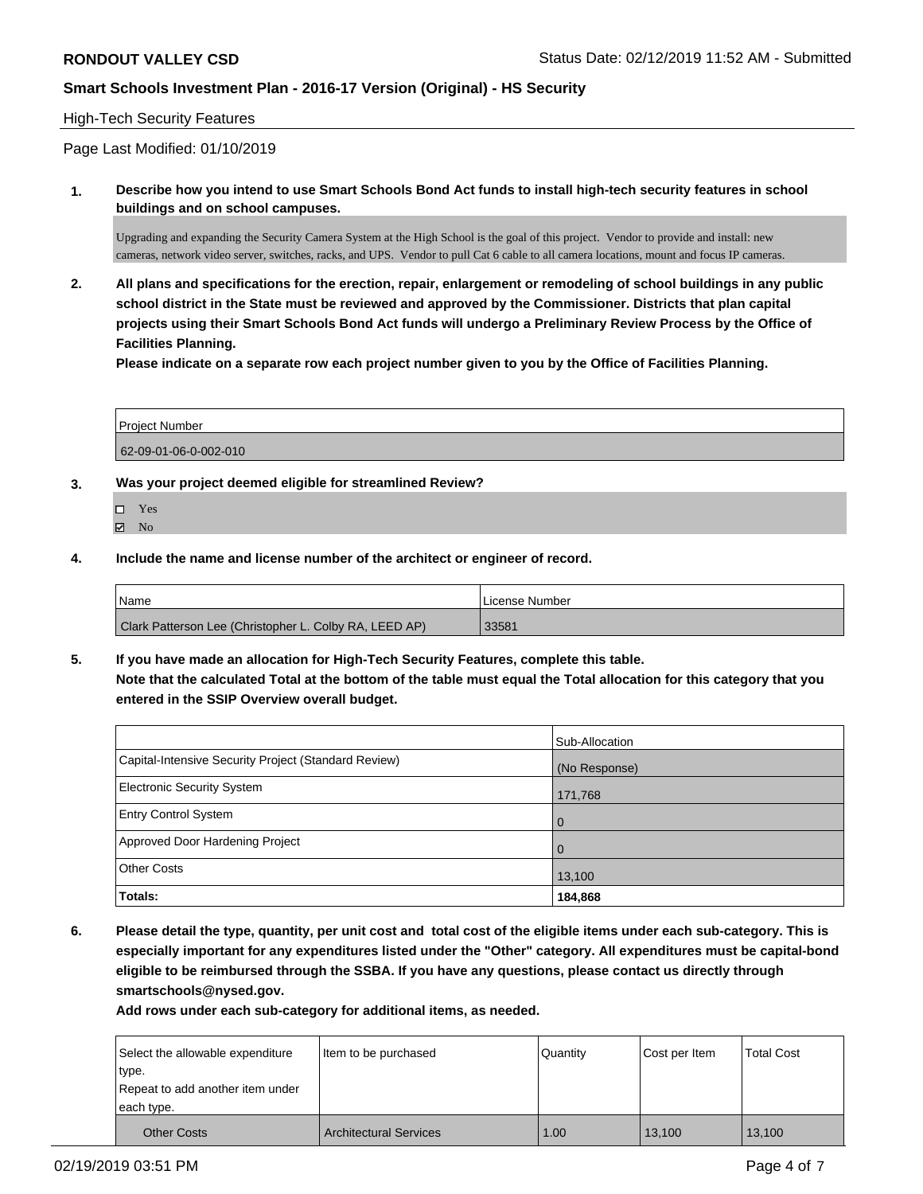**RONDOUT VALLEY CSD** Status Date: 02/12/2019 11:52 AM - Submitted

**Smart Schools Investment Plan - 2016-17 Version (Original) - HS Security**

High-Tech Security Features

Page Last Modified: 01/10/2019

**1. Describe how you intend to use Smart Schools Bond Act funds to install high-tech security features in school buildings and on school campuses.**

Upgrading and expanding the Security Camera System at the High School is the goal of this project. Vendor to provide and install: new cameras, network video server, switches, racks, and UPS. Vendor to pull Cat 6 cable to all camera locations, mount and focus IP cameras.

**2. All plans and specifications for the erection, repair, enlargement or remodeling of school buildings in any public school district in the State must be reviewed and approved by the Commissioner. Districts that plan capital projects using their Smart Schools Bond Act funds will undergo a Preliminary Review Process by the Office of Facilities Planning.**

**Please indicate on a separate row each project number given to you by the Office of Facilities Planning.**

| Project Number |
|---|
| 62-09-01-06-0-002-010 |

**3. Was your project deemed eligible for streamlined Review?**

- ☐ Yes
- ☑ No

**4. Include the name and license number of the architect or engineer of record.**

| Name | License Number |
|---|---|
| Clark Patterson Lee (Christopher L. Colby RA, LEED AP) | 33581 |

**5. If you have made an allocation for High-Tech Security Features, complete this table.**
**Note that the calculated Total at the bottom of the table must equal the Total allocation for this category that you entered in the SSIP Overview overall budget.**

| | Sub-Allocation |
|---|---|
| Capital-Intensive Security Project (Standard Review) | (No Response) |
| Electronic Security System | 171,768 |
| Entry Control System | 0 |
| Approved Door Hardening Project | 0 |
| Other Costs | 13,100 |
| **Totals:** | **184,868** |

**6. Please detail the type, quantity, per unit cost and total cost of the eligible items under each sub-category. This is especially important for any expenditures listed under the "Other" category. All expenditures must be capital-bond eligible to be reimbursed through the SSBA. If you have any questions, please contact us directly through smartschools@nysed.gov.**

**Add rows under each sub-category for additional items, as needed.**

| Select the allowable expenditure type. Repeat to add another item under each type. | Item to be purchased | Quantity | Cost per Item | Total Cost |
|---|---|---|---|---|
| Other Costs | Architectural Services | 1.00 | 13,100 | 13,100 |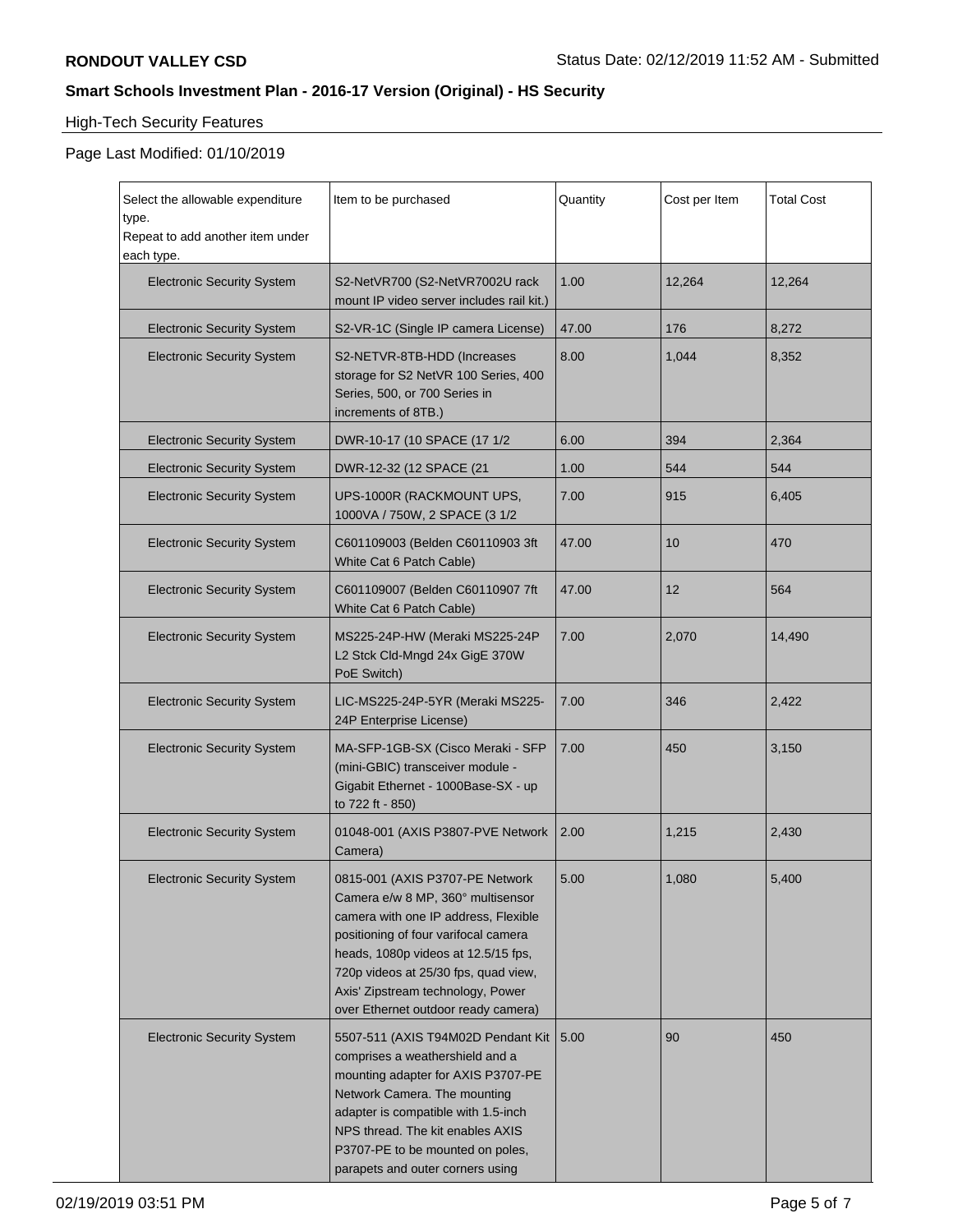**RONDOUT VALLEY CSD**

Status Date: 02/12/2019 11:52 AM - Submitted

**Smart Schools Investment Plan - 2016-17 Version (Original) - HS Security**

High-Tech Security Features

Page Last Modified: 01/10/2019

| Select the allowable expenditure type. Repeat to add another item under each type. | Item to be purchased | Quantity | Cost per Item | Total Cost |
|---|---|---|---|---|
| Electronic Security System | S2-NetVR700 (S2-NetVR7002U rack mount IP video server includes rail kit.) | 1.00 | 12,264 | 12,264 |
| Electronic Security System | S2-VR-1C (Single IP camera License) | 47.00 | 176 | 8,272 |
| Electronic Security System | S2-NETVR-8TB-HDD (Increases storage for S2 NetVR 100 Series, 400 Series, 500, or 700 Series in increments of 8TB.) | 8.00 | 1,044 | 8,352 |
| Electronic Security System | DWR-10-17 (10 SPACE (17 1/2 | 6.00 | 394 | 2,364 |
| Electronic Security System | DWR-12-32 (12 SPACE (21 | 1.00 | 544 | 544 |
| Electronic Security System | UPS-1000R (RACKMOUNT UPS, 1000VA / 750W, 2 SPACE (3 1/2 | 7.00 | 915 | 6,405 |
| Electronic Security System | C601109003 (Belden C60110903 3ft White Cat 6 Patch Cable) | 47.00 | 10 | 470 |
| Electronic Security System | C601109007 (Belden C60110907 7ft White Cat 6 Patch Cable) | 47.00 | 12 | 564 |
| Electronic Security System | MS225-24P-HW (Meraki MS225-24P L2 Stck Cld-Mngd 24x GigE 370W PoE Switch) | 7.00 | 2,070 | 14,490 |
| Electronic Security System | LIC-MS225-24P-5YR (Meraki MS225-24P Enterprise License) | 7.00 | 346 | 2,422 |
| Electronic Security System | MA-SFP-1GB-SX (Cisco Meraki - SFP (mini-GBIC) transceiver module - Gigabit Ethernet - 1000Base-SX - up to 722 ft - 850) | 7.00 | 450 | 3,150 |
| Electronic Security System | 01048-001 (AXIS P3807-PVE Network Camera) | 2.00 | 1,215 | 2,430 |
| Electronic Security System | 0815-001 (AXIS P3707-PE Network Camera e/w 8 MP, 360° multisensor camera with one IP address, Flexible positioning of four varifocal camera heads, 1080p videos at 12.5/15 fps, 720p videos at 25/30 fps, quad view, Axis' Zipstream technology, Power over Ethernet outdoor ready camera) | 5.00 | 1,080 | 5,400 |
| Electronic Security System | 5507-511 (AXIS T94M02D Pendant Kit comprises a weathershield and a mounting adapter for AXIS P3707-PE Network Camera. The mounting adapter is compatible with 1.5-inch NPS thread. The kit enables AXIS P3707-PE to be mounted on poles, parapets and outer corners using | 5.00 | 90 | 450 |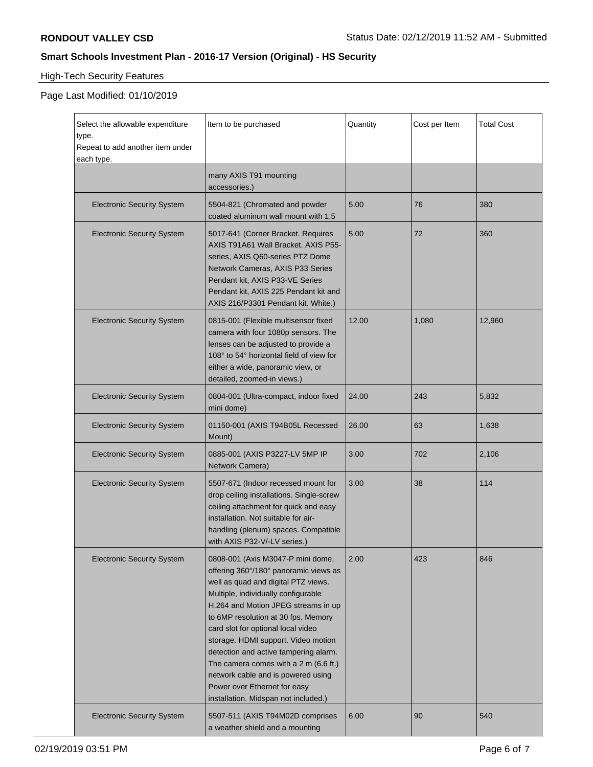**RONDOUT VALLEY CSD** Status Date: 02/12/2019 11:52 AM - Submitted

## Smart Schools Investment Plan - 2016-17 Version (Original) - HS Security

High-Tech Security Features

Page Last Modified: 01/10/2019

| Select the allowable expenditure type. Repeat to add another item under each type. | Item to be purchased | Quantity | Cost per Item | Total Cost |
|---|---|---|---|---|
| | many AXIS T91 mounting accessories.) | | | |
| Electronic Security System | 5504-821 (Chromated and powder coated aluminum wall mount with 1.5 | 5.00 | 76 | 380 |
| Electronic Security System | 5017-641 (Corner Bracket. Requires AXIS T91A61 Wall Bracket. AXIS P55-series, AXIS Q60-series PTZ Dome Network Cameras, AXIS P33 Series Pendant kit, AXIS P33-VE Series Pendant kit, AXIS 225 Pendant kit and AXIS 216/P3301 Pendant kit. White.) | 5.00 | 72 | 360 |
| Electronic Security System | 0815-001 (Flexible multisensor fixed camera with four 1080p sensors. The lenses can be adjusted to provide a 108° to 54° horizontal field of view for either a wide, panoramic view, or detailed, zoomed-in views.) | 12.00 | 1,080 | 12,960 |
| Electronic Security System | 0804-001 (Ultra-compact, indoor fixed mini dome) | 24.00 | 243 | 5,832 |
| Electronic Security System | 01150-001 (AXIS T94B05L Recessed Mount) | 26.00 | 63 | 1,638 |
| Electronic Security System | 0885-001 (AXIS P3227-LV 5MP IP Network Camera) | 3.00 | 702 | 2,106 |
| Electronic Security System | 5507-671 (Indoor recessed mount for drop ceiling installations. Single-screw ceiling attachment for quick and easy installation. Not suitable for air-handling (plenum) spaces. Compatible with AXIS P32-V/-LV series.) | 3.00 | 38 | 114 |
| Electronic Security System | 0808-001 (Axis M3047-P mini dome, offering 360°/180° panoramic views as well as quad and digital PTZ views. Multiple, individually configurable H.264 and Motion JPEG streams in up to 6MP resolution at 30 fps. Memory card slot for optional local video storage. HDMI support. Video motion detection and active tampering alarm. The camera comes with a 2 m (6.6 ft.) network cable and is powered using Power over Ethernet for easy installation. Midspan not included.) | 2.00 | 423 | 846 |
| Electronic Security System | 5507-511 (AXIS T94M02D comprises a weather shield and a mounting | 6.00 | 90 | 540 |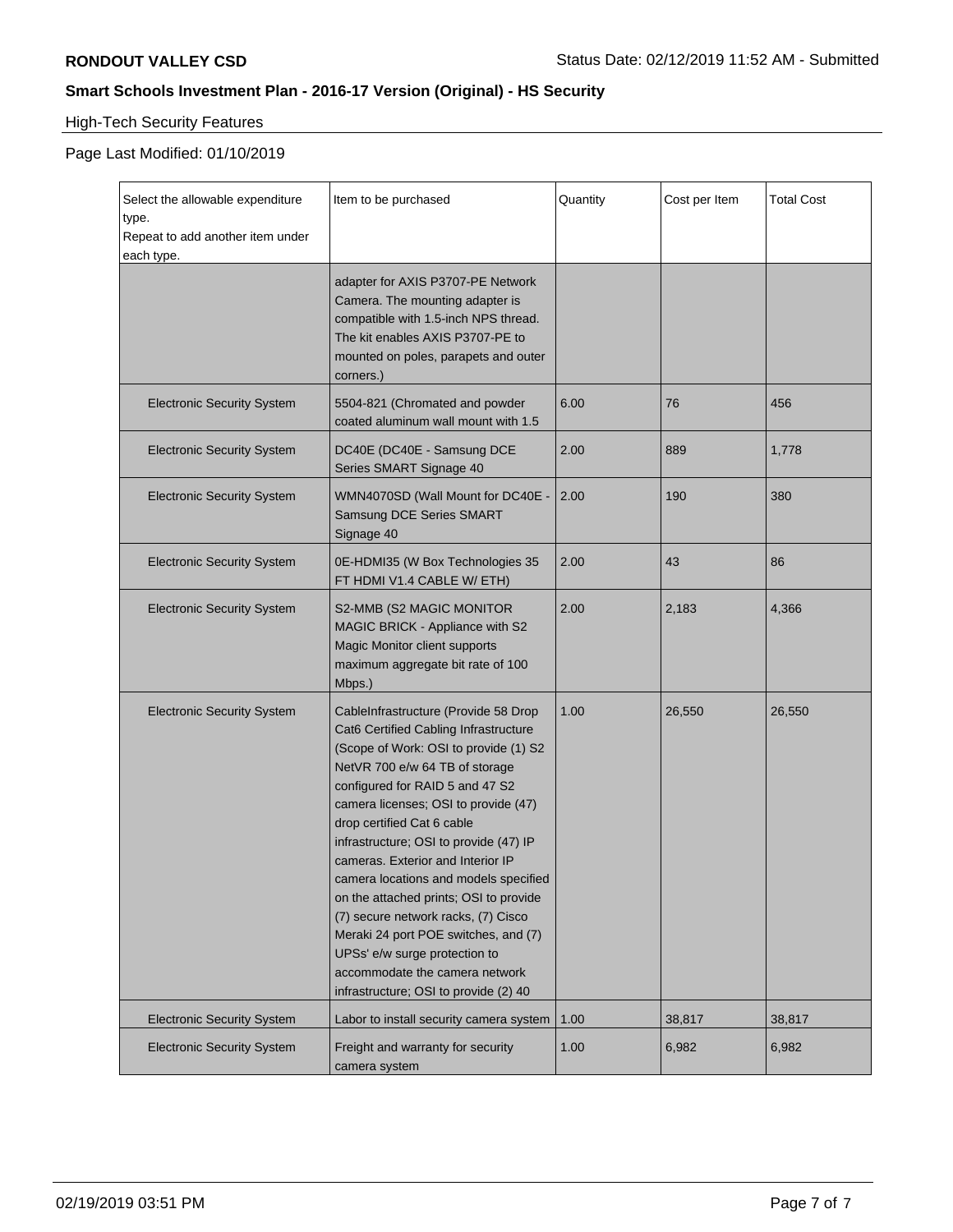**RONDOUT VALLEY CSD** Status Date: 02/12/2019 11:52 AM - Submitted

**Smart Schools Investment Plan - 2016-17 Version (Original) - HS Security**

High-Tech Security Features

Page Last Modified: 01/10/2019

| Select the allowable expenditure type. Repeat to add another item under each type. | Item to be purchased | Quantity | Cost per Item | Total Cost |
|---|---|---|---|---|
| | adapter for AXIS P3707-PE Network Camera. The mounting adapter is compatible with 1.5-inch NPS thread. The kit enables AXIS P3707-PE to mounted on poles, parapets and outer corners.) | | | |
| Electronic Security System | 5504-821 (Chromated and powder coated aluminum wall mount with 1.5 | 6.00 | 76 | 456 |
| Electronic Security System | DC40E (DC40E - Samsung DCE Series SMART Signage 40 | 2.00 | 889 | 1,778 |
| Electronic Security System | WMN4070SD (Wall Mount for DC40E - Samsung DCE Series SMART Signage 40 | 2.00 | 190 | 380 |
| Electronic Security System | 0E-HDMI35 (W Box Technologies 35 FT HDMI V1.4 CABLE W/ ETH) | 2.00 | 43 | 86 |
| Electronic Security System | S2-MMB (S2 MAGIC MONITOR MAGIC BRICK - Appliance with S2 Magic Monitor client supports maximum aggregate bit rate of 100 Mbps.) | 2.00 | 2,183 | 4,366 |
| Electronic Security System | CableInfrastructure (Provide 58 Drop Cat6 Certified Cabling Infrastructure (Scope of Work: OSI to provide (1) S2 NetVR 700 e/w 64 TB of storage configured for RAID 5 and 47 S2 camera licenses; OSI to provide (47) drop certified Cat 6 cable infrastructure; OSI to provide (47) IP cameras. Exterior and Interior IP camera locations and models specified on the attached prints; OSI to provide (7) secure network racks, (7) Cisco Meraki 24 port POE switches, and (7) UPSs' e/w surge protection to accommodate the camera network infrastructure; OSI to provide (2) 40 | 1.00 | 26,550 | 26,550 |
| Electronic Security System | Labor to install security camera system | 1.00 | 38,817 | 38,817 |
| Electronic Security System | Freight and warranty for security camera system | 1.00 | 6,982 | 6,982 |